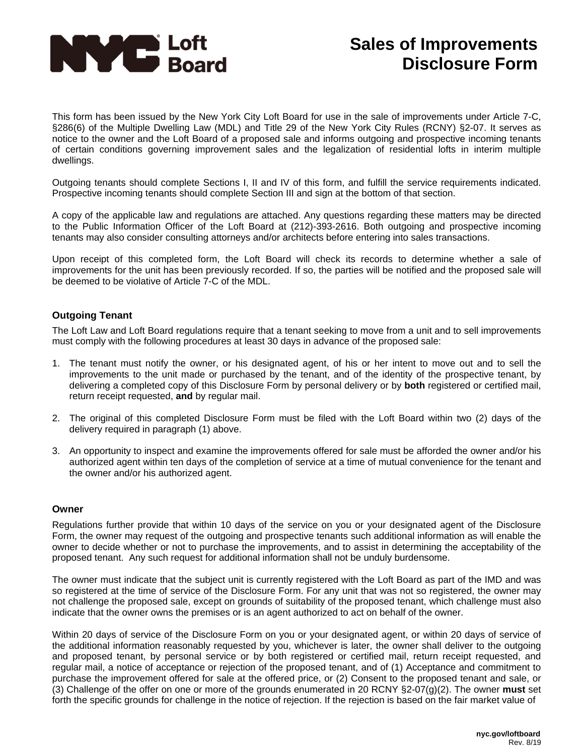# NYC Loft Board

# Sales of Improvements Disclosure Form

This form has been issued by the New York City Loft Board for use in the sale of improvements under Article 7-C, §286(6) of the Multiple Dwelling Law (MDL) and Title 29 of the New York City Rules (RCNY) §2-07. It serves as notice to the owner and the Loft Board of a proposed sale and informs outgoing and prospective incoming tenants of certain conditions governing improvement sales and the legalization of residential lofts in interim multiple dwellings.

Outgoing tenants should complete Sections I, II and IV of this form, and fulfill the service requirements indicated. Prospective incoming tenants should complete Section III and sign at the bottom of that section.

A copy of the applicable law and regulations are attached. Any questions regarding these matters may be directed to the Public Information Officer of the Loft Board at (212)-393-2616. Both outgoing and prospective incoming tenants may also consider consulting attorneys and/or architects before entering into sales transactions.

Upon receipt of this completed form, the Loft Board will check its records to determine whether a sale of improvements for the unit has been previously recorded. If so, the parties will be notified and the proposed sale will be deemed to be violative of Article 7-C of the MDL.

### Outgoing Tenant

The Loft Law and Loft Board regulations require that a tenant seeking to move from a unit and to sell improvements must comply with the following procedures at least 30 days in advance of the proposed sale:

1. The tenant must notify the owner, or his designated agent, of his or her intent to move out and to sell the improvements to the unit made or purchased by the tenant, and of the identity of the prospective tenant, by delivering a completed copy of this Disclosure Form by personal delivery or by **both** registered or certified mail, return receipt requested, **and** by regular mail.

2. The original of this completed Disclosure Form must be filed with the Loft Board within two (2) days of the delivery required in paragraph (1) above.

3. An opportunity to inspect and examine the improvements offered for sale must be afforded the owner and/or his authorized agent within ten days of the completion of service at a time of mutual convenience for the tenant and the owner and/or his authorized agent.

### Owner

Regulations further provide that within 10 days of the service on you or your designated agent of the Disclosure Form, the owner may request of the outgoing and prospective tenants such additional information as will enable the owner to decide whether or not to purchase the improvements, and to assist in determining the acceptability of the proposed tenant. Any such request for additional information shall not be unduly burdensome.

The owner must indicate that the subject unit is currently registered with the Loft Board as part of the IMD and was so registered at the time of service of the Disclosure Form. For any unit that was not so registered, the owner may not challenge the proposed sale, except on grounds of suitability of the proposed tenant, which challenge must also indicate that the owner owns the premises or is an agent authorized to act on behalf of the owner.

Within 20 days of service of the Disclosure Form on you or your designated agent, or within 20 days of service of the additional information reasonably requested by you, whichever is later, the owner shall deliver to the outgoing and proposed tenant, by personal service or by both registered or certified mail, return receipt requested, and regular mail, a notice of acceptance or rejection of the proposed tenant, and of (1) Acceptance and commitment to purchase the improvement offered for sale at the offered price, or (2) Consent to the proposed tenant and sale, or (3) Challenge of the offer on one or more of the grounds enumerated in 20 RCNY §2-07(g)(2). The owner **must** set forth the specific grounds for challenge in the notice of rejection. If the rejection is based on the fair market value of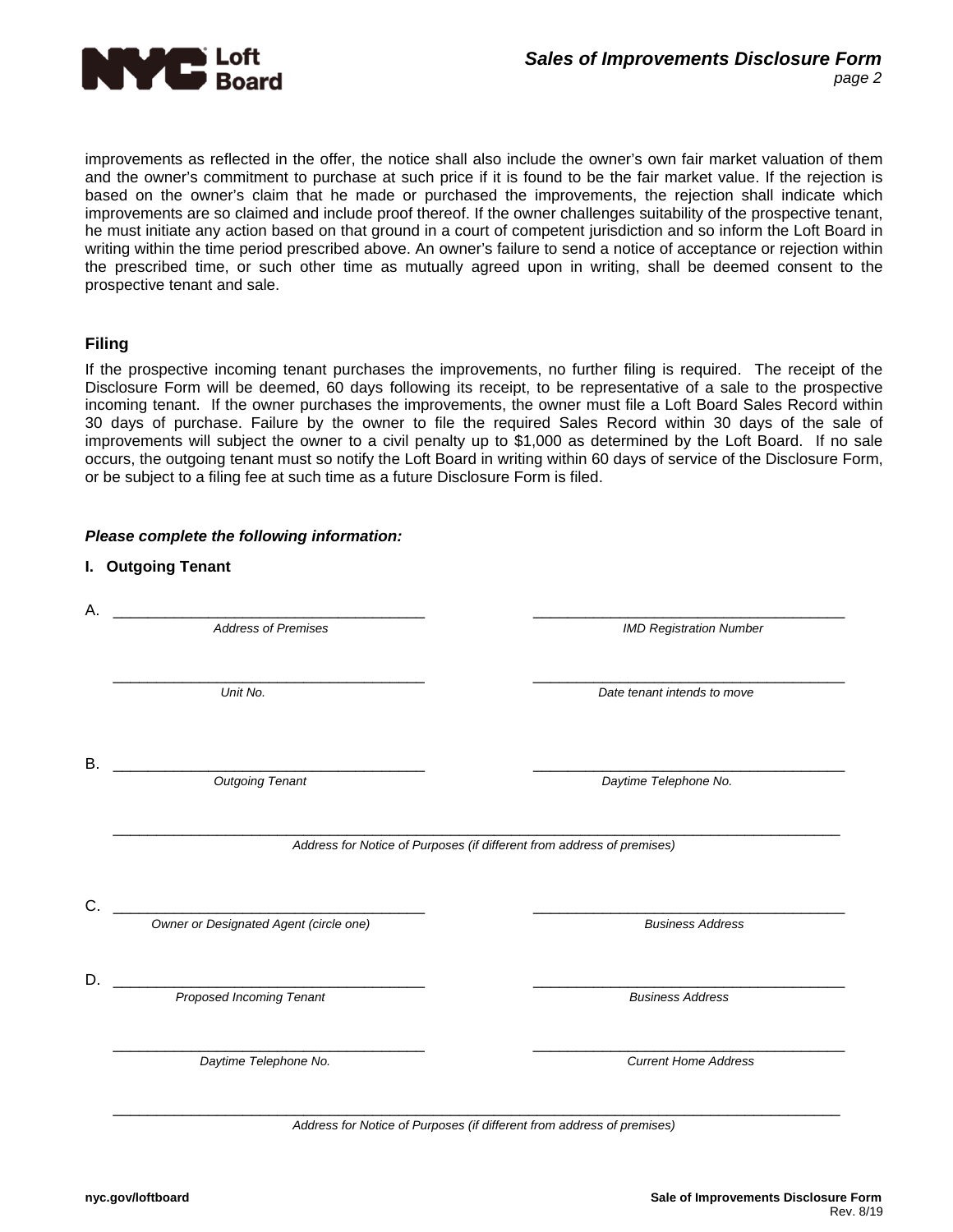improvements as reflected in the offer, the notice shall also include the owner's own fair market valuation of them and the owner's commitment to purchase at such price if it is found to be the fair market value. If the rejection is based on the owner's claim that he made or purchased the improvements, the rejection shall indicate which improvements are so claimed and include proof thereof. If the owner challenges suitability of the prospective tenant, he must initiate any action based on that ground in a court of competent jurisdiction and so inform the Loft Board in writing within the time period prescribed above. An owner's failure to send a notice of acceptance or rejection within the prescribed time, or such other time as mutually agreed upon in writing, shall be deemed consent to the prospective tenant and sale.

### Filing

If the prospective incoming tenant purchases the improvements, no further filing is required. The receipt of the Disclosure Form will be deemed, 60 days following its receipt, to be representative of a sale to the prospective incoming tenant. If the owner purchases the improvements, the owner must file a Loft Board Sales Record within 30 days of purchase. Failure by the owner to file the required Sales Record within 30 days of the sale of improvements will subject the owner to a civil penalty up to $1,000 as determined by the Loft Board. If no sale occurs, the outgoing tenant must so notify the Loft Board in writing within 60 days of service of the Disclosure Form, or be subject to a filing fee at such time as a future Disclosure Form is filed.

***Please complete the following information:***

**I. Outgoing Tenant**

A. ______________________________ &nbsp;&nbsp;&nbsp; ______________________________

*Address of Premises* &nbsp;&nbsp;&nbsp; *IMD Registration Number*

______________________________ &nbsp;&nbsp;&nbsp; ______________________________

*Unit No.* &nbsp;&nbsp;&nbsp; *Date tenant intends to move*

B. ______________________________ &nbsp;&nbsp;&nbsp; ______________________________

*Outgoing Tenant* &nbsp;&nbsp;&nbsp; *Daytime Telephone No.*

____________________________________________________________

*Address for Notice of Purposes (if different from address of premises)*

C. ______________________________ &nbsp;&nbsp;&nbsp; ______________________________

*Owner or Designated Agent (circle one)* &nbsp;&nbsp;&nbsp; *Business Address*

D. ______________________________ &nbsp;&nbsp;&nbsp; ______________________________

*Proposed Incoming Tenant* &nbsp;&nbsp;&nbsp; *Business Address*

______________________________ &nbsp;&nbsp;&nbsp; ______________________________

*Daytime Telephone No.* &nbsp;&nbsp;&nbsp; *Current Home Address*

____________________________________________________________

*Address for Notice of Purposes (if different from address of premises)*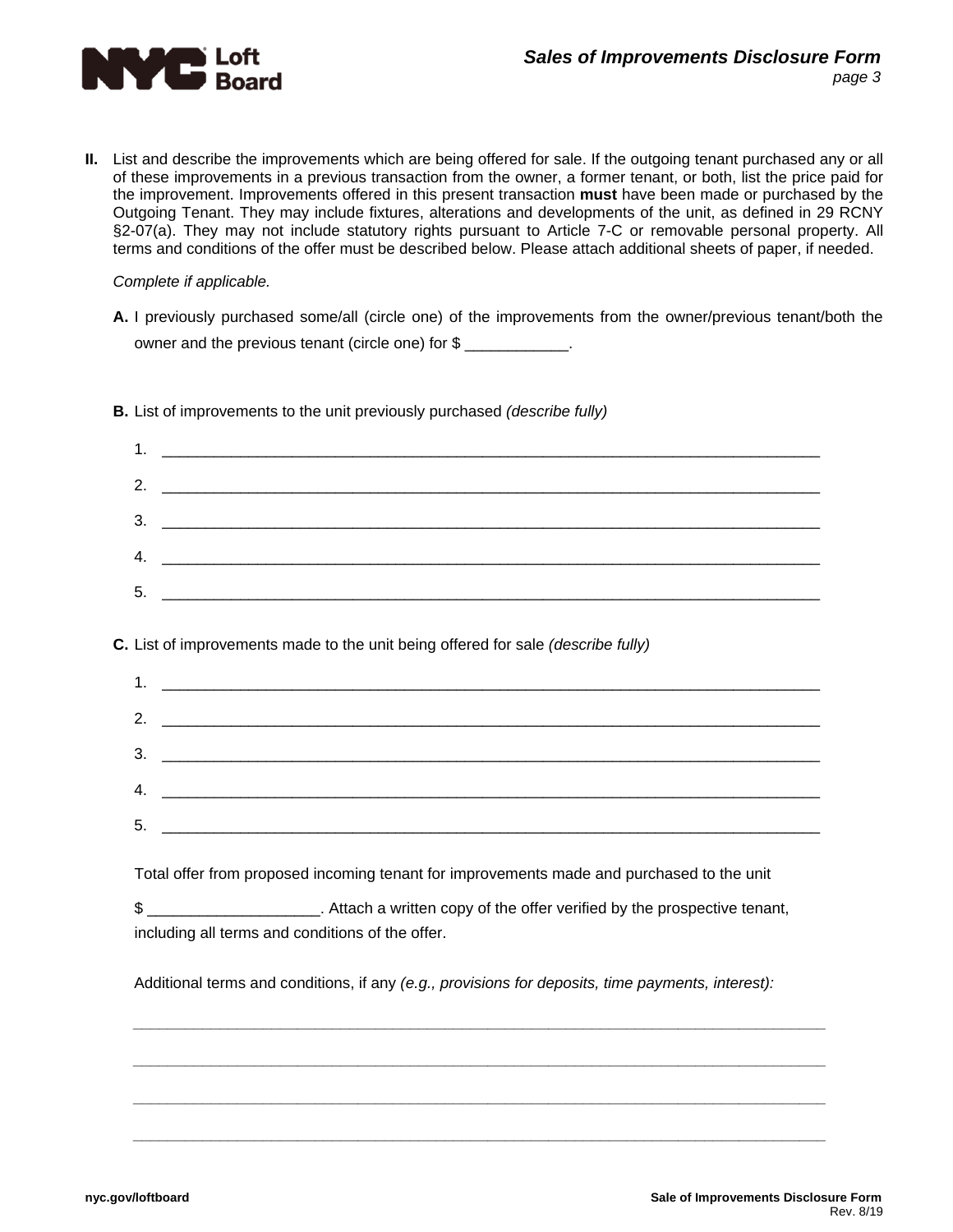**II.** List and describe the improvements which are being offered for sale. If the outgoing tenant purchased any or all of these improvements in a previous transaction from the owner, a former tenant, or both, list the price paid for the improvement. Improvements offered in this present transaction **must** have been made or purchased by the Outgoing Tenant. They may include fixtures, alterations and developments of the unit, as defined in 29 RCNY §2-07(a). They may not include statutory rights pursuant to Article 7-C or removable personal property. All terms and conditions of the offer must be described below. Please attach additional sheets of paper, if needed.

*Complete if applicable.*

**A.** I previously purchased some/all (circle one) of the improvements from the owner/previous tenant/both the owner and the previous tenant (circle one) for $ ____________.

**B.** List of improvements to the unit previously purchased *(describe fully)*

1. ______________________________________________________________________________
2. ______________________________________________________________________________
3. ______________________________________________________________________________
4. ______________________________________________________________________________
5. ______________________________________________________________________________

**C.** List of improvements made to the unit being offered for sale *(describe fully)*

1. ______________________________________________________________________________
2. ______________________________________________________________________________
3. ______________________________________________________________________________
4. ______________________________________________________________________________
5. ______________________________________________________________________________

Total offer from proposed incoming tenant for improvements made and purchased to the unit

$ ___________________. Attach a written copy of the offer verified by the prospective tenant, including all terms and conditions of the offer.

Additional terms and conditions, if any *(e.g., provisions for deposits, time payments, interest):*

________________________________________________________________________________

________________________________________________________________________________

________________________________________________________________________________

________________________________________________________________________________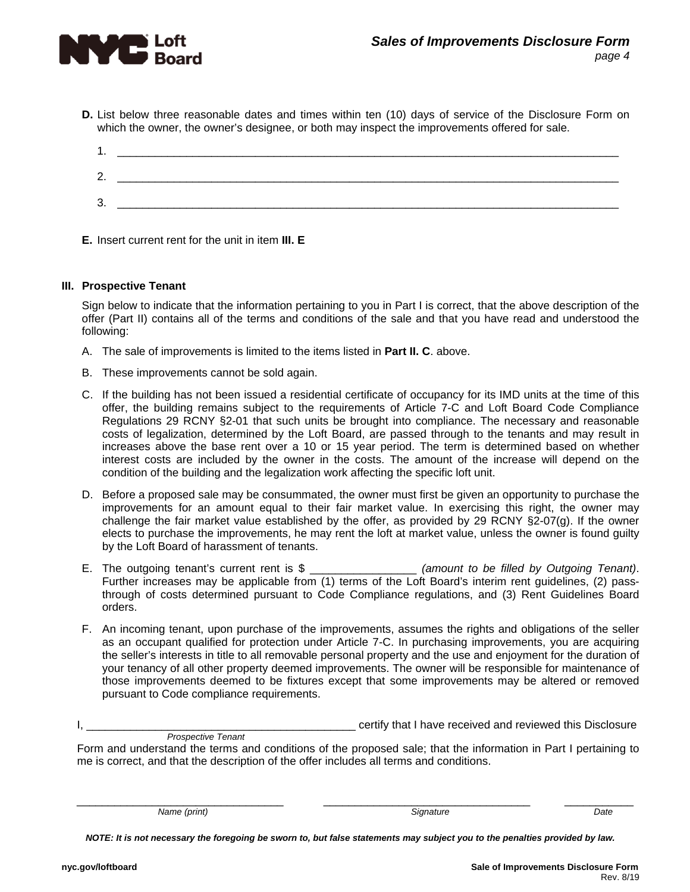**D.** List below three reasonable dates and times within ten (10) days of service of the Disclosure Form on which the owner, the owner's designee, or both may inspect the improvements offered for sale.

1. ______________________________________________________________________________

2. ______________________________________________________________________________

3. ______________________________________________________________________________

**E.** Insert current rent for the unit in item **III. E**

## III. Prospective Tenant

Sign below to indicate that the information pertaining to you in Part I is correct, that the above description of the offer (Part II) contains all of the terms and conditions of the sale and that you have read and understood the following:

A. The sale of improvements is limited to the items listed in **Part II. C**. above.

B. These improvements cannot be sold again.

C. If the building has not been issued a residential certificate of occupancy for its IMD units at the time of this offer, the building remains subject to the requirements of Article 7-C and Loft Board Code Compliance Regulations 29 RCNY §2-01 that such units be brought into compliance. The necessary and reasonable costs of legalization, determined by the Loft Board, are passed through to the tenants and may result in increases above the base rent over a 10 or 15 year period. The term is determined based on whether interest costs are included by the owner in the costs. The amount of the increase will depend on the condition of the building and the legalization work affecting the specific loft unit.

D. Before a proposed sale may be consummated, the owner must first be given an opportunity to purchase the improvements for an amount equal to their fair market value. In exercising this right, the owner may challenge the fair market value established by the offer, as provided by 29 RCNY §2-07(g). If the owner elects to purchase the improvements, he may rent the loft at market value, unless the owner is found guilty by the Loft Board of harassment of tenants.

E. The outgoing tenant's current rent is $ _________________ *(amount to be filled by Outgoing Tenant)*. Further increases may be applicable from (1) terms of the Loft Board's interim rent guidelines, (2) pass-through of costs determined pursuant to Code Compliance regulations, and (3) Rent Guidelines Board orders.

F. An incoming tenant, upon purchase of the improvements, assumes the rights and obligations of the seller as an occupant qualified for protection under Article 7-C. In purchasing improvements, you are acquiring the seller's interests in title to all removable personal property and the use and enjoyment for the duration of your tenancy of all other property deemed improvements. The owner will be responsible for maintenance of those improvements deemed to be fixtures except that some improvements may be altered or removed pursuant to Code compliance requirements.

I, ____________________________________________ certify that I have received and reviewed this Disclosure
*Prospective Tenant*
Form and understand the terms and conditions of the proposed sale; that the information in Part I pertaining to me is correct, and that the description of the offer includes all terms and conditions.

___________________________________ ___________________________________ ____________
*Name (print)* *Signature* *Date*

***NOTE: It is not necessary the foregoing be sworn to, but false statements may subject you to the penalties provided by law.***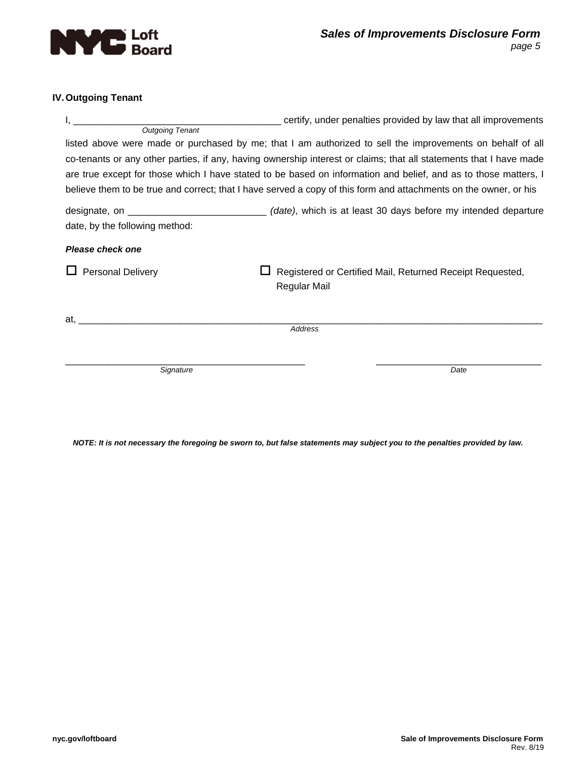## IV. Outgoing Tenant

I, ______________________________________ certify, under penalties provided by law that all improvements
*Outgoing Tenant*

listed above were made or purchased by me; that I am authorized to sell the improvements on behalf of all co-tenants or any other parties, if any, having ownership interest or claims; that all statements that I have made are true except for those which I have stated to be based on information and belief, and as to those matters, I believe them to be true and correct; that I have served a copy of this form and attachments on the owner, or his designate, on _________________________ *(date)*, which is at least 30 days before my intended departure date, by the following method:

***Please check one***

☐ Personal Delivery

☐ Registered or Certified Mail, Returned Receipt Requested, Regular Mail

at, ______________________________________________________________________________________
*Address*

_____________________________________________ *Signature*

_______________________________ *Date*

***NOTE: It is not necessary the foregoing be sworn to, but false statements may subject you to the penalties provided by law.***